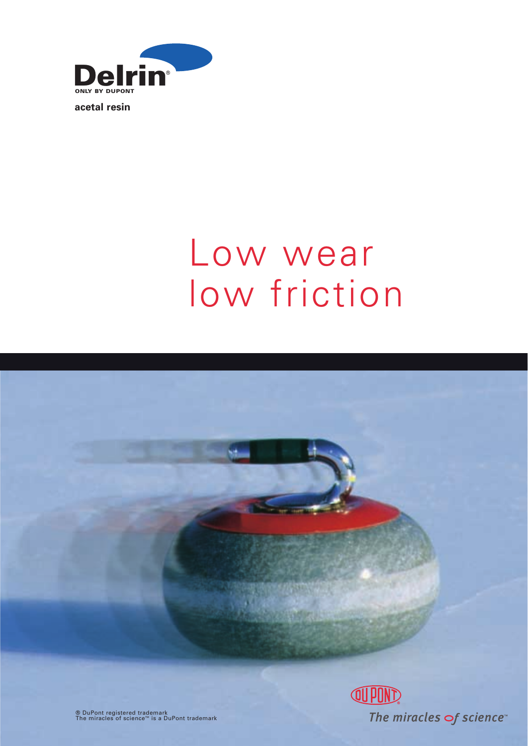**Delrin®**
ONLY BY DUPONT

**acetal resin**

# Low wear low friction

® DuPont registered trademark
The miracles of science™ is a DuPont trademark

DUPONT
*The miracles of science™*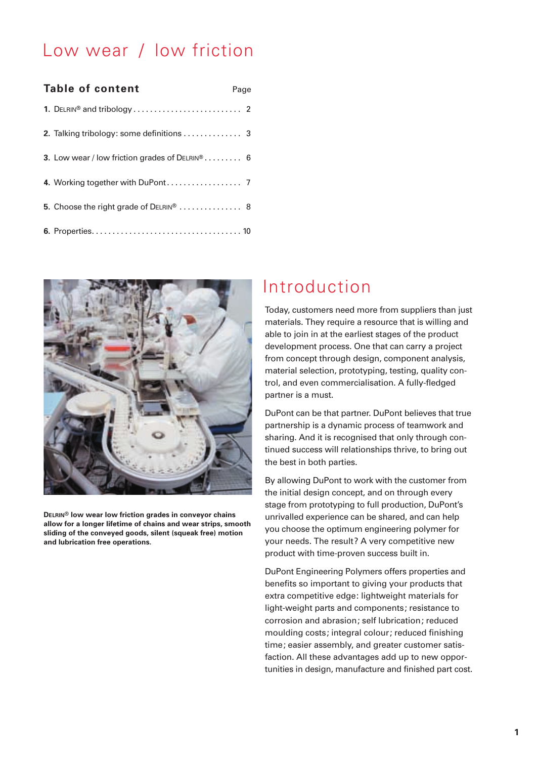# Low wear / low friction

## Table of content

| | Page |
|---|---|
| **1.** Delrin® and tribology | 2 |
| **2.** Talking tribology: some definitions | 3 |
| **3.** Low wear / low friction grades of Delrin® | 6 |
| **4.** Working together with DuPont | 7 |
| **5.** Choose the right grade of Delrin® | 8 |
| **6.** Properties | 10 |

**Delrin® low wear low friction grades in conveyor chains allow for a longer lifetime of chains and wear strips, smooth sliding of the conveyed goods, silent (squeak free) motion and lubrication free operations.**

# Introduction

Today, customers need more from suppliers than just materials. They require a resource that is willing and able to join in at the earliest stages of the product development process. One that can carry a project from concept through design, component analysis, material selection, prototyping, testing, quality control, and even commercialisation. A fully-fledged partner is a must.

DuPont can be that partner. DuPont believes that true partnership is a dynamic process of teamwork and sharing. And it is recognised that only through continued success will relationships thrive, to bring out the best in both parties.

By allowing DuPont to work with the customer from the initial design concept, and on through every stage from prototyping to full production, DuPont's unrivalled experience can be shared, and can help you choose the optimum engineering polymer for your needs. The result? A very competitive new product with time-proven success built in.

DuPont Engineering Polymers offers properties and benefits so important to giving your products that extra competitive edge: lightweight materials for light-weight parts and components; resistance to corrosion and abrasion; self lubrication; reduced moulding costs; integral colour; reduced finishing time; easier assembly, and greater customer satisfaction. All these advantages add up to new opportunities in design, manufacture and finished part cost.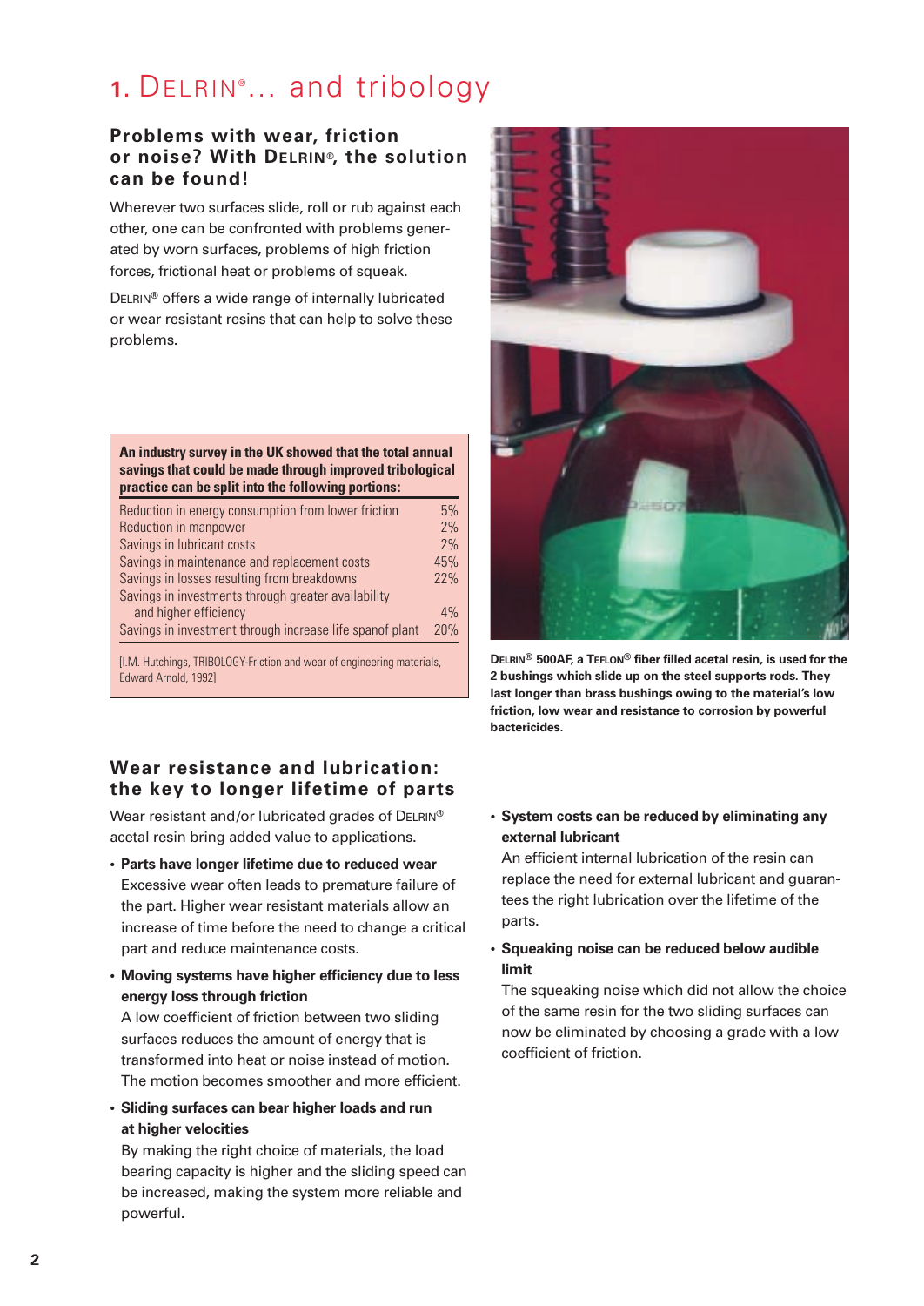# 1. DELRIN®... and tribology

### Problems with wear, friction or noise? With DELRIN®, the solution can be found!

Wherever two surfaces slide, roll or rub against each other, one can be confronted with problems generated by worn surfaces, problems of high friction forces, frictional heat or problems of squeak.

DELRIN® offers a wide range of internally lubricated or wear resistant resins that can help to solve these problems.

**An industry survey in the UK showed that the total annual savings that could be made through improved tribological practice can be split into the following portions:**

| | |
|---|---|
| Reduction in energy consumption from lower friction | 5% |
| Reduction in manpower | 2% |
| Savings in lubricant costs | 2% |
| Savings in maintenance and replacement costs | 45% |
| Savings in losses resulting from breakdowns | 22% |
| Savings in investments through greater availability and higher efficiency | 4% |
| Savings in investment through increase life spanof plant | 20% |

[I.M. Hutchings, TRIBOLOGY-Friction and wear of engineering materials, Edward Arnold, 1992]

**DELRIN® 500AF, a TEFLON® fiber filled acetal resin, is used for the 2 bushings which slide up on the steel supports rods. They last longer than brass bushings owing to the material's low friction, low wear and resistance to corrosion by powerful bactericides.**

### Wear resistance and lubrication: the key to longer lifetime of parts

Wear resistant and/or lubricated grades of DELRIN® acetal resin bring added value to applications.

- **Parts have longer lifetime due to reduced wear**
  Excessive wear often leads to premature failure of the part. Higher wear resistant materials allow an increase of time before the need to change a critical part and reduce maintenance costs.
- **Moving systems have higher efficiency due to less energy loss through friction**
  A low coefficient of friction between two sliding surfaces reduces the amount of energy that is transformed into heat or noise instead of motion. The motion becomes smoother and more efficient.
- **Sliding surfaces can bear higher loads and run at higher velocities**
  By making the right choice of materials, the load bearing capacity is higher and the sliding speed can be increased, making the system more reliable and powerful.
- **System costs can be reduced by eliminating any external lubricant**
  An efficient internal lubrication of the resin can replace the need for external lubricant and guarantees the right lubrication over the lifetime of the parts.
- **Squeaking noise can be reduced below audible limit**
  The squeaking noise which did not allow the choice of the same resin for the two sliding surfaces can now be eliminated by choosing a grade with a low coefficient of friction.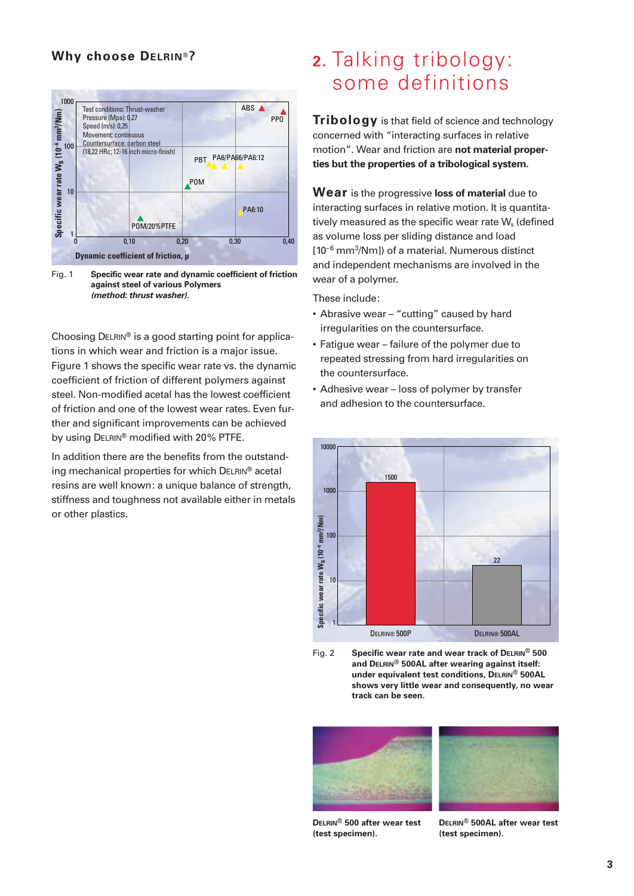## Why choose DELRIN®?

Fig. 1 **Specific wear rate and dynamic coefficient of friction against steel of various Polymers *(method: thrust washer).***

Choosing DELRIN® is a good starting point for applications in which wear and friction is a major issue. Figure 1 shows the specific wear rate vs. the dynamic coefficient of friction of different polymers against steel. Non-modified acetal has the lowest coefficient of friction and one of the lowest wear rates. Even further and significant improvements can be achieved by using DELRIN® modified with 20% PTFE.

In addition there are the benefits from the outstanding mechanical properties for which DELRIN® acetal resins are well known: a unique balance of strength, stiffness and toughness not available either in metals or other plastics.

# 2. Talking tribology: some definitions

**Tribology** is that field of science and technology concerned with "interacting surfaces in relative motion". Wear and friction are **not material properties but the properties of a tribological system.**

**Wear** is the progressive **loss of material** due to interacting surfaces in relative motion. It is quantitatively measured as the specific wear rate $W_s$ (defined as volume loss per sliding distance and load [$10^{-6}$ $mm^3/Nm$]) of a material. Numerous distinct and independent mechanisms are involved in the wear of a polymer.

These include:

- Abrasive wear – "cutting" caused by hard irregularities on the countersurface.
- Fatigue wear – failure of the polymer due to repeated stressing from hard irregularities on the countersurface.
- Adhesive wear – loss of polymer by transfer and adhesion to the countersurface.

Fig. 2 **Specific wear rate and wear track of DELRIN® 500 and DELRIN® 500AL after wearing against itself: under equivalent test conditions, DELRIN® 500AL shows very little wear and consequently, no wear track can be seen.**

**DELRIN® 500 after wear test (test specimen).**

**DELRIN® 500AL after wear test (test specimen).**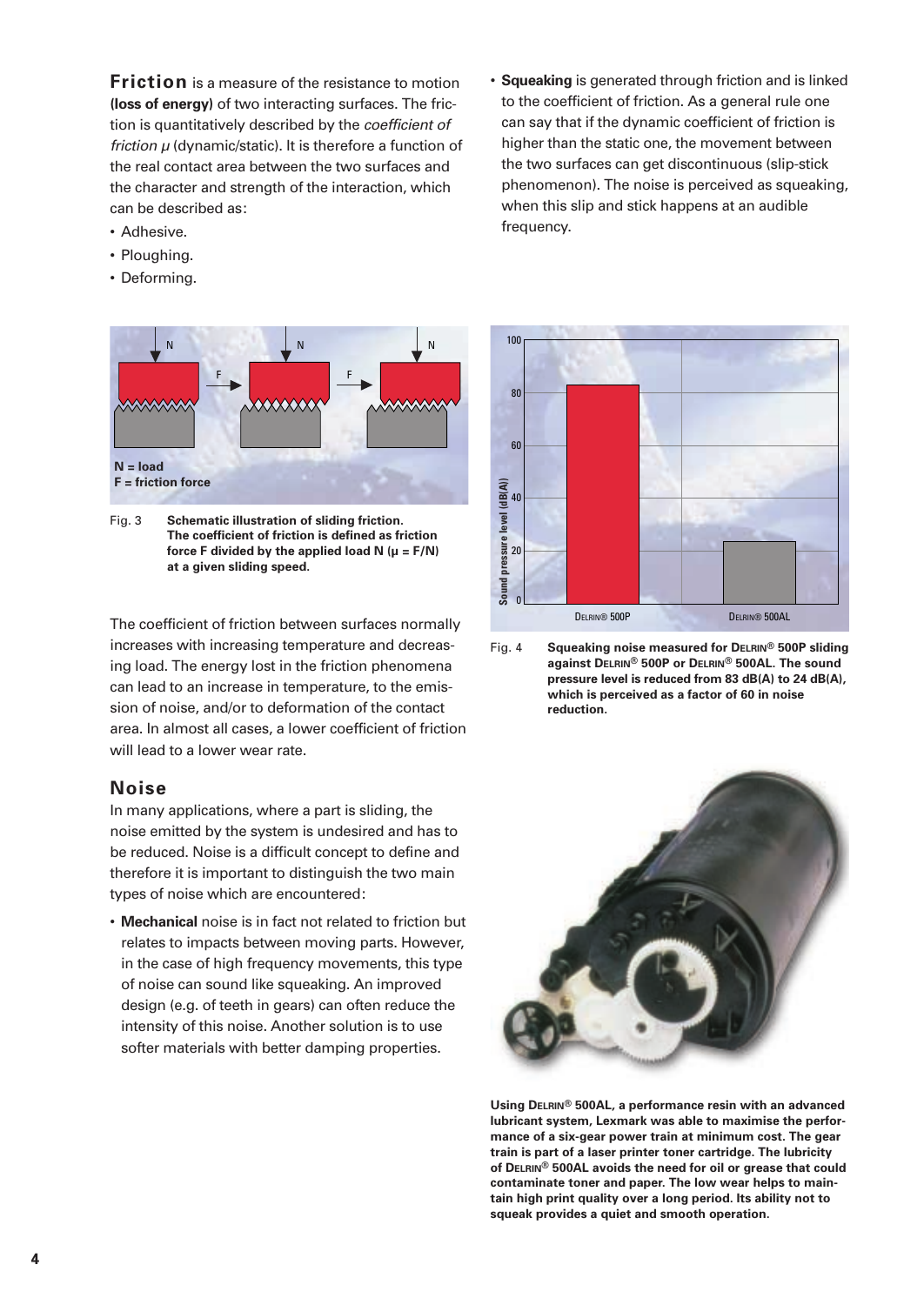**Friction** is a measure of the resistance to motion **(loss of energy)** of two interacting surfaces. The friction is quantitatively described by the *coefficient of friction μ* (dynamic/static). It is therefore a function of the real contact area between the two surfaces and the character and strength of the interaction, which can be described as:

- Adhesive.
- Ploughing.
- Deforming.

Fig. 3 **Schematic illustration of sliding friction. The coefficient of friction is defined as friction force F divided by the applied load N ($\mu = F/N$) at a given sliding speed.**

The coefficient of friction between surfaces normally increases with increasing temperature and decreasing load. The energy lost in the friction phenomena can lead to an increase in temperature, to the emission of noise, and/or to deformation of the contact area. In almost all cases, a lower coefficient of friction will lead to a lower wear rate.

## Noise

In many applications, where a part is sliding, the noise emitted by the system is undesired and has to be reduced. Noise is a difficult concept to define and therefore it is important to distinguish the two main types of noise which are encountered:

- **Mechanical** noise is in fact not related to friction but relates to impacts between moving parts. However, in the case of high frequency movements, this type of noise can sound like squeaking. An improved design (e.g. of teeth in gears) can often reduce the intensity of this noise. Another solution is to use softer materials with better damping properties.
- **Squeaking** is generated through friction and is linked to the coefficient of friction. As a general rule one can say that if the dynamic coefficient of friction is higher than the static one, the movement between the two surfaces can get discontinuous (slip-stick phenomenon). The noise is perceived as squeaking, when this slip and stick happens at an audible frequency.

Fig. 4 **Squeaking noise measured for DELRIN® 500P sliding against DELRIN® 500P or DELRIN® 500AL. The sound pressure level is reduced from 83 dB(A) to 24 dB(A), which is perceived as a factor of 60 in noise reduction.**

**Using DELRIN® 500AL, a performance resin with an advanced lubricant system, Lexmark was able to maximise the performance of a six-gear power train at minimum cost. The gear train is part of a laser printer toner cartridge. The lubricity of DELRIN® 500AL avoids the need for oil or grease that could contaminate toner and paper. The low wear helps to maintain high print quality over a long period. Its ability not to squeak provides a quiet and smooth operation.**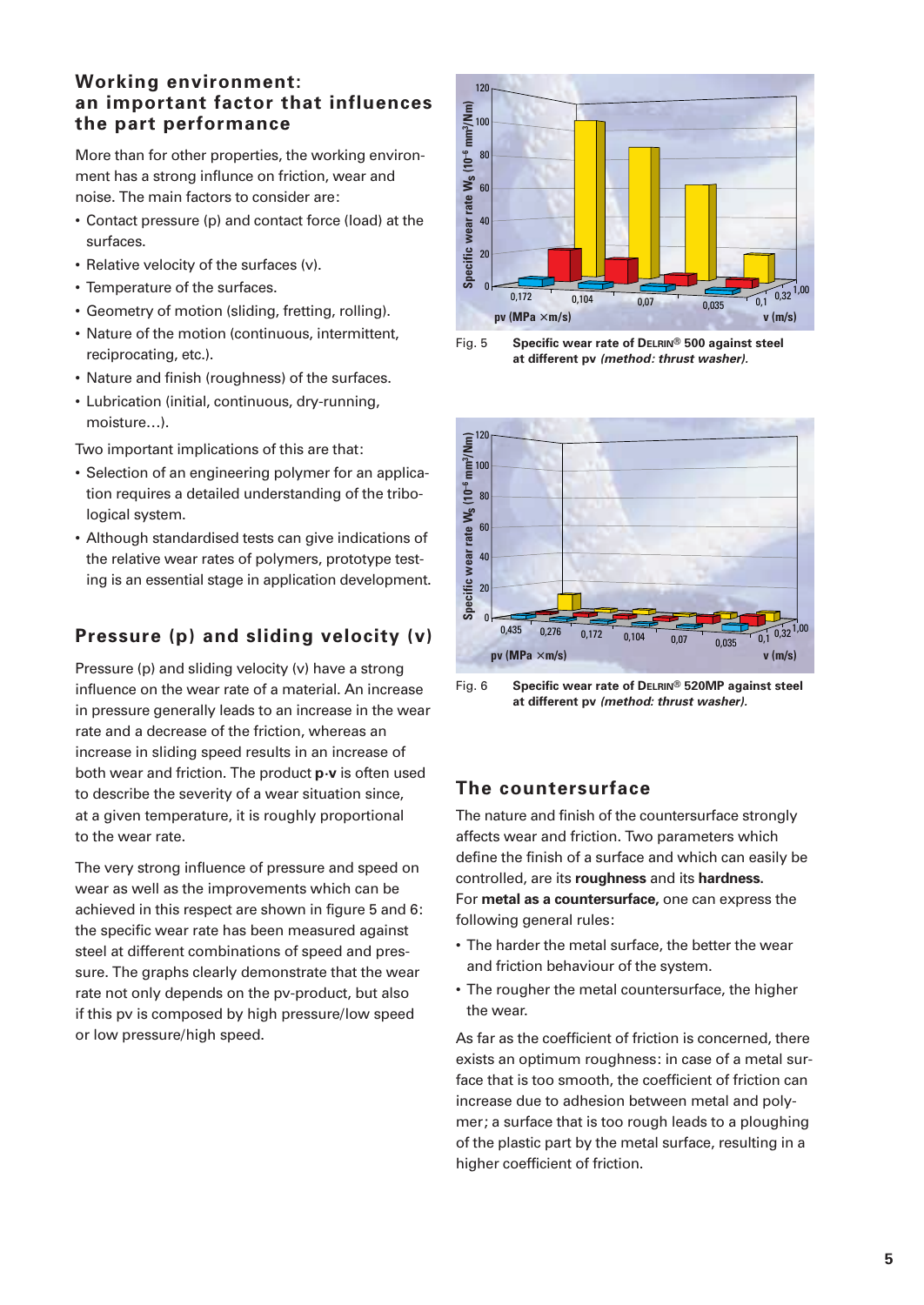## Working environment: an important factor that influences the part performance

More than for other properties, the working environment has a strong influence on friction, wear and noise. The main factors to consider are:

- Contact pressure (p) and contact force (load) at the surfaces.
- Relative velocity of the surfaces (v).
- Temperature of the surfaces.
- Geometry of motion (sliding, fretting, rolling).
- Nature of the motion (continuous, intermittent, reciprocating, etc.).
- Nature and finish (roughness) of the surfaces.
- Lubrication (initial, continuous, dry-running, moisture…).

Two important implications of this are that:

- Selection of an engineering polymer for an application requires a detailed understanding of the tribological system.
- Although standardised tests can give indications of the relative wear rates of polymers, prototype testing is an essential stage in application development.

## Pressure (p) and sliding velocity (v)

Pressure (p) and sliding velocity (v) have a strong influence on the wear rate of a material. An increase in pressure generally leads to an increase in the wear rate and a decrease of the friction, whereas an increase in sliding speed results in an increase of both wear and friction. The product **p·v** is often used to describe the severity of a wear situation since, at a given temperature, it is roughly proportional to the wear rate.

The very strong influence of pressure and speed on wear as well as the improvements which can be achieved in this respect are shown in figure 5 and 6: the specific wear rate has been measured against steel at different combinations of speed and pressure. The graphs clearly demonstrate that the wear rate not only depends on the pv-product, but also if this pv is composed by high pressure/low speed or low pressure/high speed.

Fig. 5 **Specific wear rate of DELRIN® 500 against steel at different pv *(method: thrust washer).***

Fig. 6 **Specific wear rate of DELRIN® 520MP against steel at different pv *(method: thrust washer).***

## The countersurface

The nature and finish of the countersurface strongly affects wear and friction. Two parameters which define the finish of a surface and which can easily be controlled, are its **roughness** and its **hardness.** For **metal as a countersurface,** one can express the following general rules:

- The harder the metal surface, the better the wear and friction behaviour of the system.
- The rougher the metal countersurface, the higher the wear.

As far as the coefficient of friction is concerned, there exists an optimum roughness: in case of a metal surface that is too smooth, the coefficient of friction can increase due to adhesion between metal and polymer; a surface that is too rough leads to a ploughing of the plastic part by the metal surface, resulting in a higher coefficient of friction.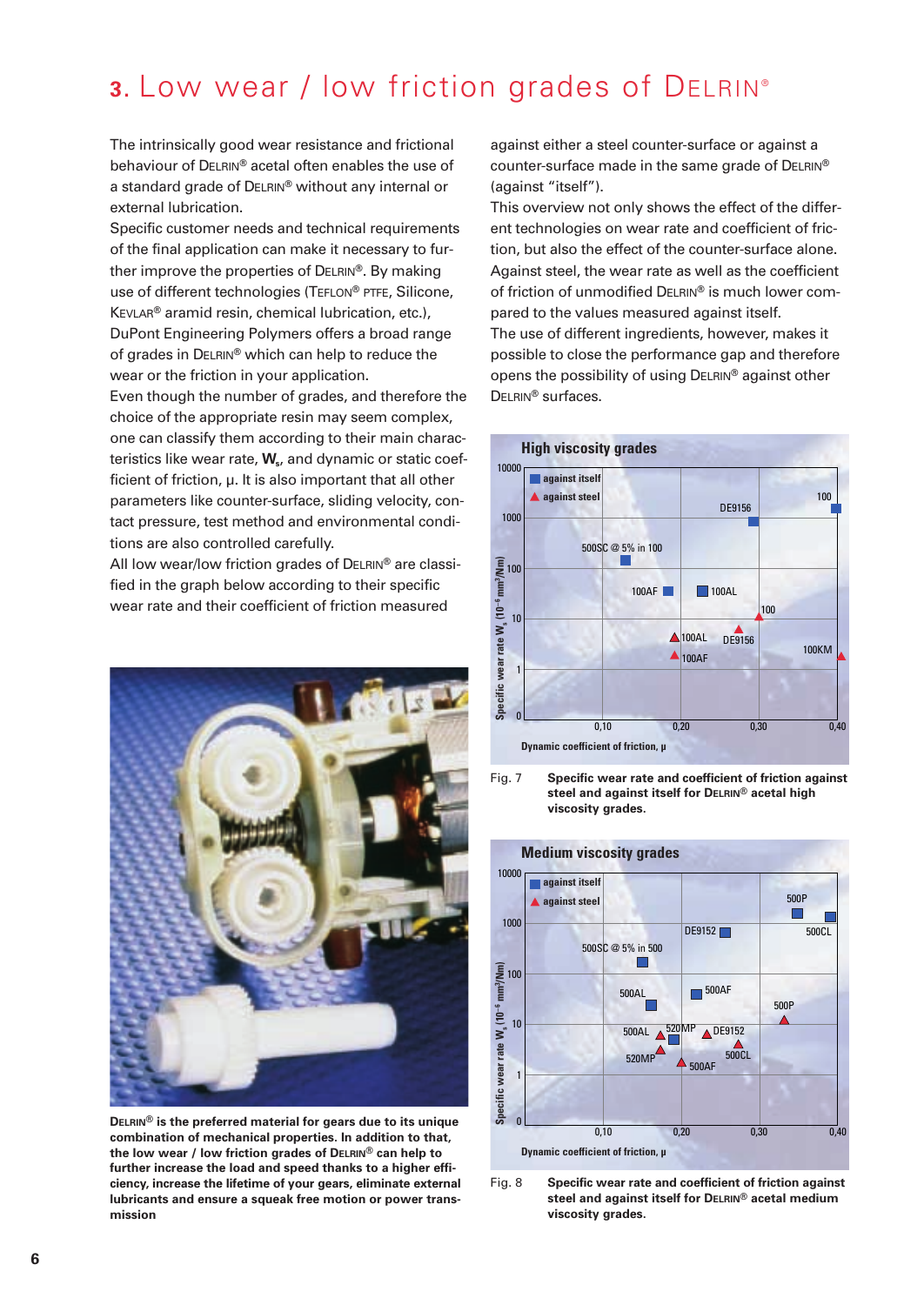# 3. Low wear / low friction grades of DELRIN®

The intrinsically good wear resistance and frictional behaviour of DELRIN® acetal often enables the use of a standard grade of DELRIN® without any internal or external lubrication.

Specific customer needs and technical requirements of the final application can make it necessary to further improve the properties of DELRIN®. By making use of different technologies (TEFLON® PTFE, Silicone, KEVLAR® aramid resin, chemical lubrication, etc.), DuPont Engineering Polymers offers a broad range of grades in DELRIN® which can help to reduce the wear or the friction in your application.

Even though the number of grades, and therefore the choice of the appropriate resin may seem complex, one can classify them according to their main characteristics like wear rate, $W_s$, and dynamic or static coefficient of friction, μ. It is also important that all other parameters like counter-surface, sliding velocity, contact pressure, test method and environmental conditions are also controlled carefully.

All low wear/low friction grades of DELRIN® are classified in the graph below according to their specific wear rate and their coefficient of friction measured against either a steel counter-surface or against a counter-surface made in the same grade of DELRIN® (against "itself").

This overview not only shows the effect of the different technologies on wear rate and coefficient of friction, but also the effect of the counter-surface alone. Against steel, the wear rate as well as the coefficient of friction of unmodified DELRIN® is much lower compared to the values measured against itself.

The use of different ingredients, however, makes it possible to close the performance gap and therefore opens the possibility of using DELRIN® against other DELRIN® surfaces.

**DELRIN® is the preferred material for gears due to its unique combination of mechanical properties. In addition to that, the low wear / low friction grades of DELRIN® can help to further increase the load and speed thanks to a higher efficiency, increase the lifetime of your gears, eliminate external lubricants and ensure a squeak free motion or power transmission**

Fig. 7 **Specific wear rate and coefficient of friction against steel and against itself for DELRIN® acetal high viscosity grades.**

Fig. 8 **Specific wear rate and coefficient of friction against steel and against itself for DELRIN® acetal medium viscosity grades.**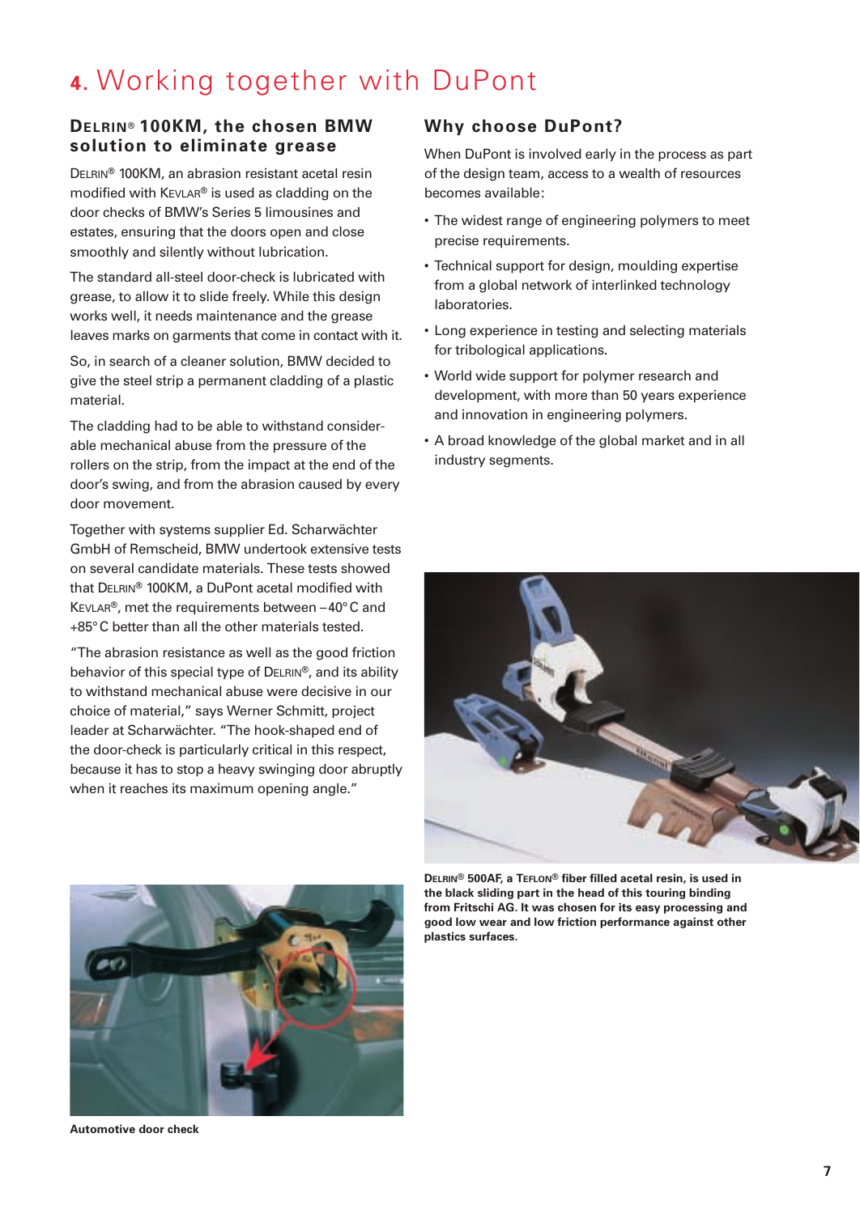# 4. Working together with DuPont

## DELRIN® 100KM, the chosen BMW solution to eliminate grease

DELRIN® 100KM, an abrasion resistant acetal resin modified with KEVLAR® is used as cladding on the door checks of BMW's Series 5 limousines and estates, ensuring that the doors open and close smoothly and silently without lubrication.

The standard all-steel door-check is lubricated with grease, to allow it to slide freely. While this design works well, it needs maintenance and the grease leaves marks on garments that come in contact with it.

So, in search of a cleaner solution, BMW decided to give the steel strip a permanent cladding of a plastic material.

The cladding had to be able to withstand considerable mechanical abuse from the pressure of the rollers on the strip, from the impact at the end of the door's swing, and from the abrasion caused by every door movement.

Together with systems supplier Ed. Scharwächter GmbH of Remscheid, BMW undertook extensive tests on several candidate materials. These tests showed that DELRIN® 100KM, a DuPont acetal modified with KEVLAR®, met the requirements between –40° C and +85° C better than all the other materials tested.

"The abrasion resistance as well as the good friction behavior of this special type of DELRIN®, and its ability to withstand mechanical abuse were decisive in our choice of material," says Werner Schmitt, project leader at Scharwächter. "The hook-shaped end of the door-check is particularly critical in this respect, because it has to stop a heavy swinging door abruptly when it reaches its maximum opening angle."

**Automotive door check**

## Why choose DuPont?

When DuPont is involved early in the process as part of the design team, access to a wealth of resources becomes available:

- The widest range of engineering polymers to meet precise requirements.
- Technical support for design, moulding expertise from a global network of interlinked technology laboratories.
- Long experience in testing and selecting materials for tribological applications.
- World wide support for polymer research and development, with more than 50 years experience and innovation in engineering polymers.
- A broad knowledge of the global market and in all industry segments.

**DELRIN® 500AF, a TEFLON® fiber filled acetal resin, is used in the black sliding part in the head of this touring binding from Fritschi AG. It was chosen for its easy processing and good low wear and low friction performance against other plastics surfaces.**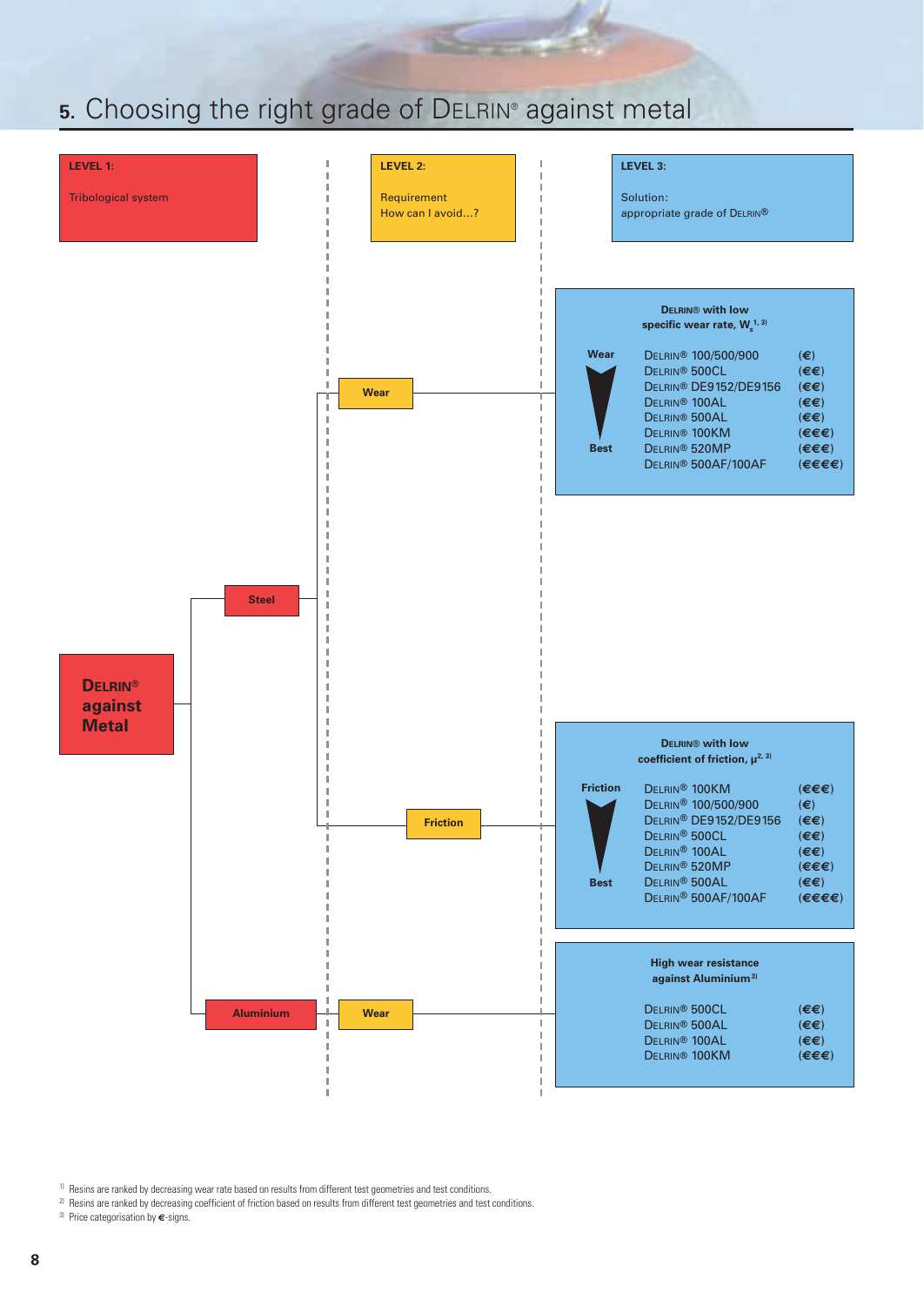# 5. Choosing the right grade of DELRIN® against metal

**LEVEL 1:**

Tribological system

**LEVEL 2:**

Requirement
How can I avoid...?

**LEVEL 3:**

Solution:
appropriate grade of DELRIN®

**DELRIN® against Metal**

- **Steel**
  - **Wear**
  - **Friction**
- **Aluminium**
  - **Wear**

### Steel – Wear

**DELRIN® with low specific wear rate, $W_s$** [1, 3]

Ranked from Wear to Best:

| Grade | Price |
|---|---|
| DELRIN® 100/500/900 | (€) |
| DELRIN® 500CL | (€€) |
| DELRIN® DE9152/DE9156 | (€€) |
| DELRIN® 100AL | (€€) |
| DELRIN® 500AL | (€€) |
| DELRIN® 100KM | (€€€) |
| DELRIN® 520MP | (€€€) |
| DELRIN® 500AF/100AF | (€€€€) |

### Steel – Friction

**DELRIN® with low coefficient of friction, μ** [2, 3]

Ranked from Friction to Best:

| Grade | Price |
|---|---|
| DELRIN® 100KM | (€€€) |
| DELRIN® 100/500/900 | (€) |
| DELRIN® DE9152/DE9156 | (€€) |
| DELRIN® 500CL | (€€) |
| DELRIN® 100AL | (€€) |
| DELRIN® 520MP | (€€€) |
| DELRIN® 500AL | (€€) |
| DELRIN® 500AF/100AF | (€€€€) |

### Aluminium – Wear

**High wear resistance against Aluminium** [3]

| Grade | Price |
|---|---|
| DELRIN® 500CL | (€€) |
| DELRIN® 500AL | (€€) |
| DELRIN® 100AL | (€€) |
| DELRIN® 100KM | (€€€) |

[1] Resins are ranked by decreasing wear rate based on results from different test geometries and test conditions.
[2] Resins are ranked by decreasing coefficient of friction based on results from different test geometries and test conditions.
[3] Price categorisation by €-signs.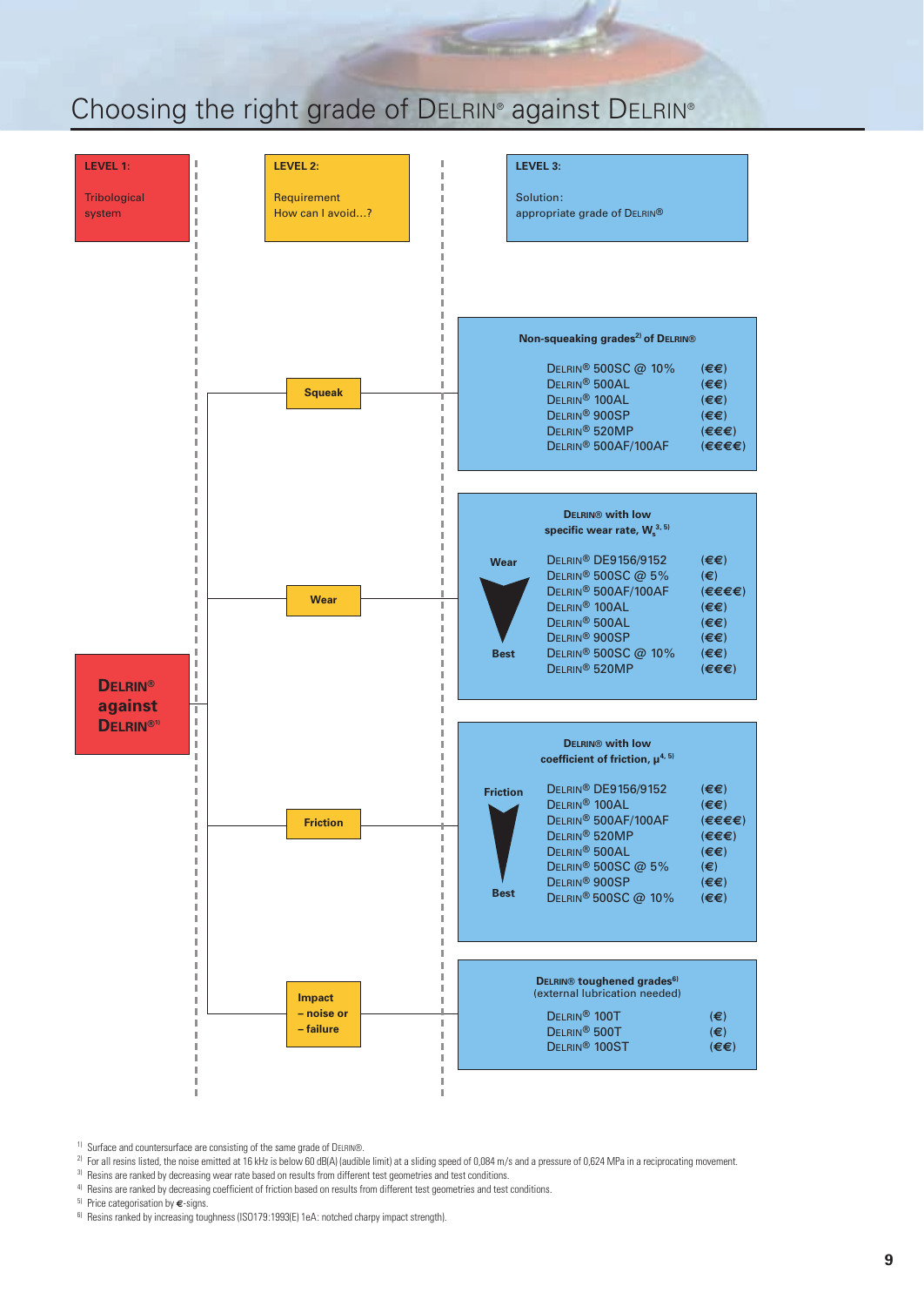# Choosing the right grade of DELRIN® against DELRIN®

**LEVEL 1:** Tribological system

**LEVEL 2:** Requirement — How can I avoid...?

**LEVEL 3:** Solution: appropriate grade of DELRIN®

**DELRIN® against DELRIN®**[1]

## Squeak

**Non-squeaking grades**[2] **of DELRIN®**

| Grade | Price |
|---|---|
| DELRIN® 500SC @ 10% | (€€) |
| DELRIN® 500AL | (€€) |
| DELRIN® 100AL | (€€) |
| DELRIN® 900SP | (€€) |
| DELRIN® 520MP | (€€€) |
| DELRIN® 500AF/100AF | (€€€€) |

## Wear

**DELRIN® with low specific wear rate, $W_s$**[3, 5]

Wear → Best

| Grade | Price |
|---|---|
| DELRIN® DE9156/9152 | (€€) |
| DELRIN® 500SC @ 5% | (€) |
| DELRIN® 500AF/100AF | (€€€€) |
| DELRIN® 100AL | (€€) |
| DELRIN® 500AL | (€€) |
| DELRIN® 900SP | (€€) |
| DELRIN® 500SC @ 10% | (€€) |
| DELRIN® 520MP | (€€€) |

## Friction

**DELRIN® with low coefficient of friction, $\mu$**[4, 5]

Friction → Best

| Grade | Price |
|---|---|
| DELRIN® DE9156/9152 | (€€) |
| DELRIN® 100AL | (€€) |
| DELRIN® 500AF/100AF | (€€€€) |
| DELRIN® 520MP | (€€€) |
| DELRIN® 500AL | (€€) |
| DELRIN® 500SC @ 5% | (€) |
| DELRIN® 900SP | (€€) |
| DELRIN® 500SC @ 10% | (€€) |

## Impact – noise or – failure

**DELRIN® toughened grades**[6] (external lubrication needed)

| Grade | Price |
|---|---|
| DELRIN® 100T | (€) |
| DELRIN® 500T | (€) |
| DELRIN® 100ST | (€€) |

[1] Surface and countersurface are consisting of the same grade of DELRIN®.
[2] For all resins listed, the noise emitted at 16 kHz is below 60 dB(A) (audible limit) at a sliding speed of 0,084 m/s and a pressure of 0,624 MPa in a reciprocating movement.
[3] Resins are ranked by decreasing wear rate based on results from different test geometries and test conditions.
[4] Resins are ranked by decreasing coefficient of friction based on results from different test geometries and test conditions.
[5] Price categorisation by €-signs.
[6] Resins ranked by increasing toughness (ISO179:1993(E) 1eA: notched charpy impact strength).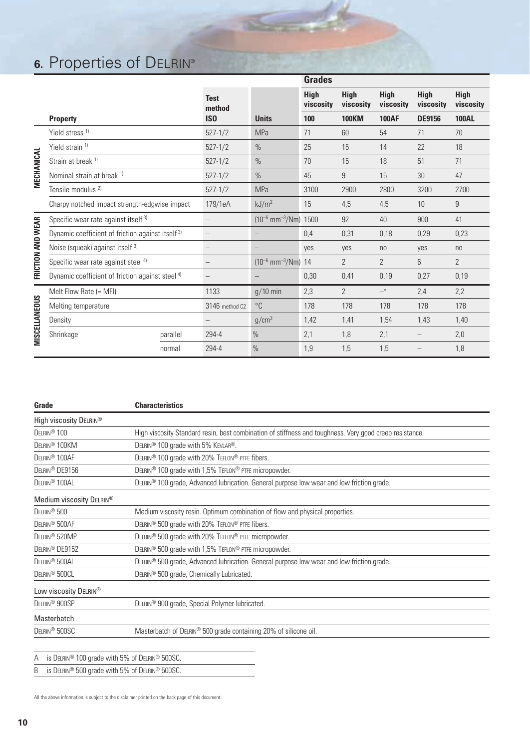# 6. Properties of DELRIN®

| | Property | | Test method ISO | Units | Grades High viscosity 100 | High viscosity 100KM | High viscosity 100AF | High viscosity DE9156 | High viscosity 100AL |
|---|---|---|---|---|---|---|---|---|---|
| MECHANICAL | Yield stress 1) | | 527-1/2 | MPa | 71 | 60 | 54 | 71 | 70 |
| | Yield strain 1) | | 527-1/2 | % | 25 | 15 | 14 | 22 | 18 |
| | Strain at break 1) | | 527-1/2 | % | 70 | 15 | 18 | 51 | 71 |
| | Nominal strain at break 1) | | 527-1/2 | % | 45 | 9 | 15 | 30 | 47 |
| | Tensile modulus 2) | | 527-1/2 | MPa | 3100 | 2900 | 2800 | 3200 | 2700 |
| | Charpy notched impact strength-edgwise impact | | 179/1eA | $kJ/m^2$ | 15 | 4,5 | 4,5 | 10 | 9 |
| FRICTION AND WEAR | Specific wear rate against itself 3) | | – | $(10^{-6}\ mm^{-3}/Nm)$ | 1500 | 92 | 40 | 900 | 41 |
| | Dynamic coefficient of friction against itself 3) | | – | – | 0,4 | 0,31 | 0,18 | 0,29 | 0,23 |
| | Noise (squeak) against itself 3) | | – | – | yes | yes | no | yes | no |
| | Specific wear rate against steel 4) | | – | $(10^{-6}\ mm^{-3}/Nm)$ | 14 | 2 | 2 | 6 | 2 |
| | Dynamic coefficient of friction against steel 4) | | – | – | 0,30 | 0,41 | 0,19 | 0,27 | 0,19 |
| MISCELLANEOUS | Melt Flow Rate (= MFI) | | 1133 | g/10 min | 2,3 | 2 | –* | 2,4 | 2,2 |
| | Melting temperature | | 3146 method C2 | °C | 178 | 178 | 178 | 178 | 178 |
| | Density | | – | $g/cm^3$ | 1,42 | 1,41 | 1,54 | 1,43 | 1,40 |
| | Shrinkage | parallel | 294-4 | % | 2,1 | 1,8 | 2,1 | – | 2,0 |
| | | normal | 294-4 | % | 1,9 | 1,5 | 1,5 | – | 1,8 |

| Grade | Characteristics |
|---|---|
| **High viscosity DELRIN®** | |
| DELRIN® 100 | High viscosity Standard resin, best combination of stiffness and toughness. Very good creep resistance. |
| DELRIN® 100KM | DELRIN® 100 grade with 5% KEVLAR®. |
| DELRIN® 100AF | DELRIN® 100 grade with 20% TEFLON® PTFE fibers. |
| DELRIN® DE9156 | DELRIN® 100 grade with 1,5% TEFLON® PTFE micropowder. |
| DELRIN® 100AL | DELRIN® 100 grade, Advanced lubrication. General purpose low wear and low friction grade. |
| **Medium viscosity DELRIN®** | |
| DELRIN® 500 | Medium viscosity resin. Optimum combination of flow and physical properties. |
| DELRIN® 500AF | DELRIN® 500 grade with 20% TEFLON® PTFE fibers. |
| DELRIN® 520MP | DELRIN® 500 grade with 20% TEFLON® PTFE micropowder. |
| DELRIN® DE9152 | DELRIN® 500 grade with 1,5% TEFLON® PTFE micropowder. |
| DELRIN® 500AL | DELRIN® 500 grade, Advanced lubrication. General purpose low wear and low friction grade. |
| DELRIN® 500CL | DELRIN® 500 grade, Chemically Lubricated. |
| **Low viscosity DELRIN®** | |
| DELRIN® 900SP | DELRIN® 900 grade, Special Polymer lubricated. |
| **Masterbatch** | |
| DELRIN® 500SC | Masterbatch of DELRIN® 500 grade containing 20% of silicone oil. |

A is DELRIN® 100 grade with 5% of DELRIN® 500SC.

B is DELRIN® 500 grade with 5% of DELRIN® 500SC.

All the above information is subject to the disclaimer printed on the back page of this document.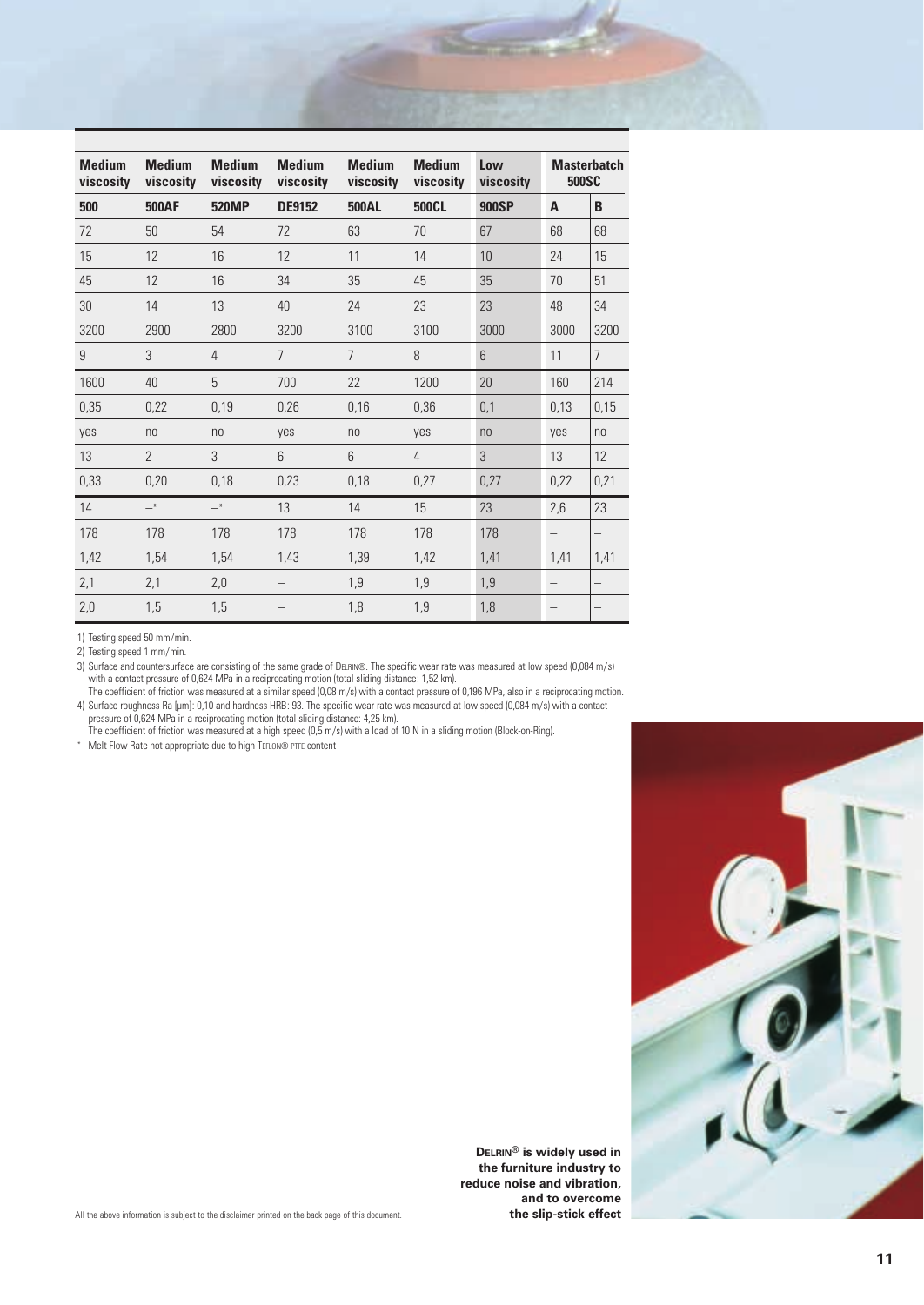| Medium viscosity | Medium viscosity | Medium viscosity | Medium viscosity | Medium viscosity | Medium viscosity | Low viscosity | Masterbatch 500SC | |
|---|---|---|---|---|---|---|---|---|
| **500** | **500AF** | **520MP** | **DE9152** | **500AL** | **500CL** | **900SP** | **A** | **B** |
| 72 | 50 | 54 | 72 | 63 | 70 | 67 | 68 | 68 |
| 15 | 12 | 16 | 12 | 11 | 14 | 10 | 24 | 15 |
| 45 | 12 | 16 | 34 | 35 | 45 | 35 | 70 | 51 |
| 30 | 14 | 13 | 40 | 24 | 23 | 23 | 48 | 34 |
| 3200 | 2900 | 2800 | 3200 | 3100 | 3100 | 3000 | 3000 | 3200 |
| 9 | 3 | 4 | 7 | 7 | 8 | 6 | 11 | 7 |
| 1600 | 40 | 5 | 700 | 22 | 1200 | 20 | 160 | 214 |
| 0,35 | 0,22 | 0,19 | 0,26 | 0,16 | 0,36 | 0,1 | 0,13 | 0,15 |
| yes | no | no | yes | no | yes | no | yes | no |
| 13 | 2 | 3 | 6 | 6 | 4 | 3 | 13 | 12 |
| 0,33 | 0,20 | 0,18 | 0,23 | 0,18 | 0,27 | 0,27 | 0,22 | 0,21 |
| 14 | –* | –* | 13 | 14 | 15 | 23 | 2,6 | 23 |
| 178 | 178 | 178 | 178 | 178 | 178 | 178 | – | – |
| 1,42 | 1,54 | 1,54 | 1,43 | 1,39 | 1,42 | 1,41 | 1,41 | 1,41 |
| 2,1 | 2,1 | 2,0 | – | 1,9 | 1,9 | 1,9 | – | – |
| 2,0 | 1,5 | 1,5 | – | 1,8 | 1,9 | 1,8 | – | – |

1) Testing speed 50 mm/min.

2) Testing speed 1 mm/min.

3) Surface and countersurface are consisting of the same grade of DELRIN®. The specific wear rate was measured at low speed (0,084 m/s) with a contact pressure of 0,624 MPa in a reciprocating motion (total sliding distance: 1,52 km).
The coefficient of friction was measured at a similar speed (0,08 m/s) with a contact pressure of 0,196 MPa, also in a reciprocating motion.

4) Surface roughness Ra [µm]: 0,10 and hardness HRB: 93. The specific wear rate was measured at low speed (0,084 m/s) with a contact pressure of 0,624 MPa in a reciprocating motion (total sliding distance: 4,25 km).
The coefficient of friction was measured at a high speed (0,5 m/s) with a load of 10 N in a sliding motion (Block-on-Ring).

\* Melt Flow Rate not appropriate due to high TEFLON® PTFE content

**DELRIN® is widely used in the furniture industry to reduce noise and vibration, and to overcome the slip-stick effect**

All the above information is subject to the disclaimer printed on the back page of this document.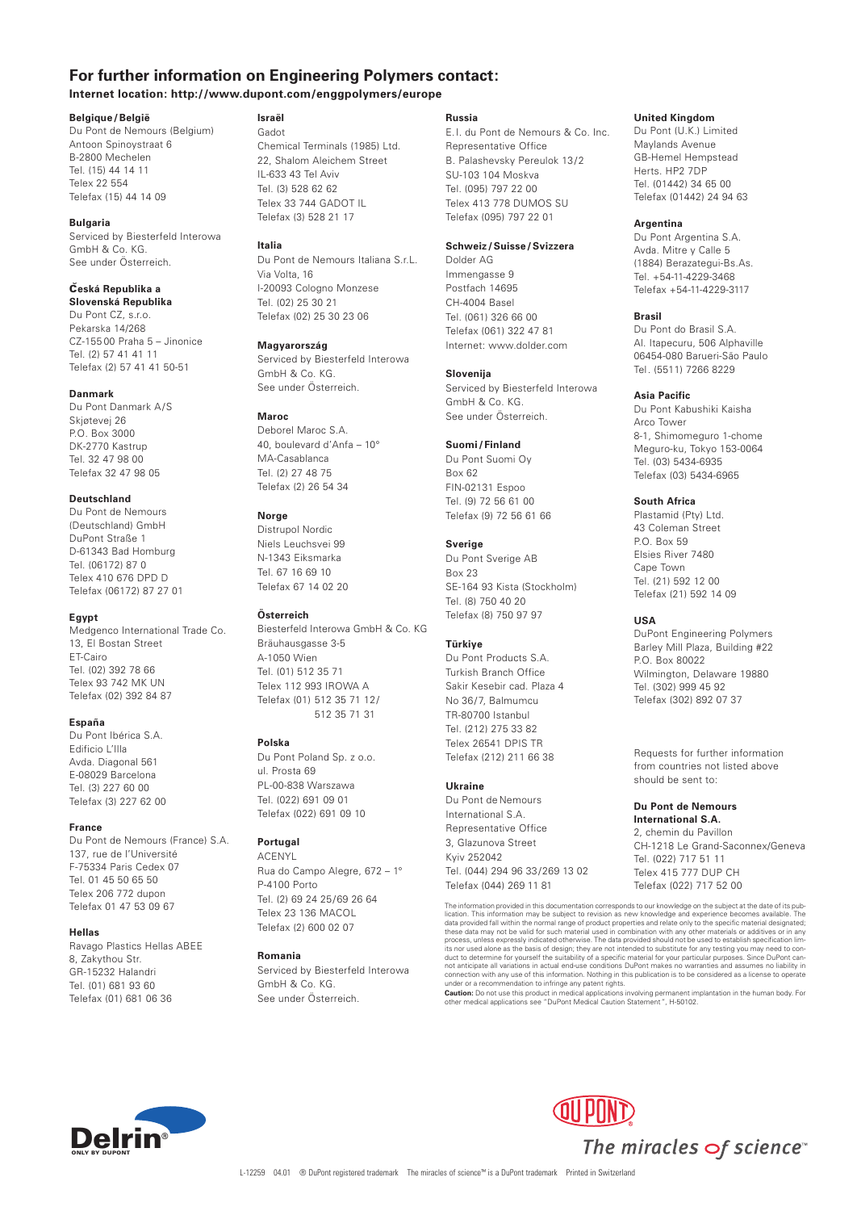## For further information on Engineering Polymers contact:

**Internet location: http://www.dupont.com/enggpolymers/europe**

**Belgique / België**
Du Pont de Nemours (Belgium)
Antoon Spinoystraat 6
B-2800 Mechelen
Tel. (15) 44 14 11
Telex 22 554
Telefax (15) 44 14 09

**Bulgaria**
Serviced by Biesterfeld Interowa GmbH & Co. KG.
See under Österreich.

**Česká Republika a Slovenská Republika**
Du Pont CZ, s.r.o.
Pekarska 14/268
CZ-155 00 Praha 5 – Jinonice
Tel. (2) 57 41 41 11
Telefax (2) 57 41 41 50-51

**Danmark**
Du Pont Danmark A/S
Skjøtevej 26
P.O. Box 3000
DK-2770 Kastrup
Tel. 32 47 98 00
Telefax 32 47 98 05

**Deutschland**
Du Pont de Nemours (Deutschland) GmbH
DuPont Straße 1
D-61343 Bad Homburg
Tel. (06172) 87 0
Telex 410 676 DPD D
Telefax (06172) 87 27 01

**Egypt**
Medgenco International Trade Co.
13, El Bostan Street
ET-Cairo
Tel. (02) 392 78 66
Telex 93 742 MK UN
Telefax (02) 392 84 87

**España**
Du Pont Ibérica S.A.
Edificio L'Illa
Avda. Diagonal 561
E-08029 Barcelona
Tel. (3) 227 60 00
Telefax (3) 227 62 00

**France**
Du Pont de Nemours (France) S.A.
137, rue de l'Université
F-75334 Paris Cedex 07
Tel. 01 45 50 65 50
Telex 206 772 dupon
Telefax 01 47 53 09 67

**Hellas**
Ravago Plastics Hellas ABEE
8, Zakythou Str.
GR-15232 Halandri
Tel. (01) 681 93 60
Telefax (01) 681 06 36

**Israël**
Gadot
Chemical Terminals (1985) Ltd.
22, Shalom Aleichem Street
IL-633 43 Tel Aviv
Tel. (3) 528 62 62
Telex 33 744 GADOT IL
Telefax (3) 528 21 17

**Italia**
Du Pont de Nemours Italiana S.r.L.
Via Volta, 16
I-20093 Cologno Monzese
Tel. (02) 25 30 21
Telefax (02) 25 30 23 06

**Magyarország**
Serviced by Biesterfeld Interowa GmbH & Co. KG.
See under Österreich.

**Maroc**
Deborel Maroc S.A.
40, boulevard d'Anfa – 10°
MA-Casablanca
Tel. (2) 27 48 75
Telefax (2) 26 54 34

**Norge**
Distrupol Nordic
Niels Leuchsvei 99
N-1343 Eiksmarka
Tel. 67 16 69 10
Telefax 67 14 02 20

**Österreich**
Biesterfeld Interowa GmbH & Co. KG
Bräuhausgasse 3-5
A-1050 Wien
Tel. (01) 512 35 71
Telex 112 993 IROWA A
Telefax (01) 512 35 71 12/
512 35 71 31

**Polska**
Du Pont Poland Sp. z o.o.
ul. Prosta 69
PL-00-838 Warszawa
Tel. (022) 691 09 01
Telefax (022) 691 09 10

**Portugal**
ACENYL
Rua do Campo Alegre, 672 – 1°
P-4100 Porto
Tel. (2) 69 24 25/69 26 64
Telex 23 136 MACOL
Telefax (2) 600 02 07

**Romania**
Serviced by Biesterfeld Interowa GmbH & Co. KG.
See under Österreich.

**Russia**
E.I. du Pont de Nemours & Co. Inc.
Representative Office
B. Palashevsky Pereulok 13/2
SU-103 104 Moskva
Tel. (095) 797 22 00
Telex 413 778 DUMOS SU
Telefax (095) 797 22 01

**Schweiz / Suisse / Svizzera**
Dolder AG
Immengasse 9
Postfach 14695
CH-4004 Basel
Tel. (061) 326 66 00
Telefax (061) 322 47 81
Internet: www.dolder.com

**Slovenija**
Serviced by Biesterfeld Interowa GmbH & Co. KG.
See under Österreich.

**Suomi / Finland**
Du Pont Suomi Oy
Box 62
FIN-02131 Espoo
Tel. (9) 72 56 61 00
Telefax (9) 72 56 61 66

**Sverige**
Du Pont Sverige AB
Box 23
SE-164 93 Kista (Stockholm)
Tel. (8) 750 40 20
Telefax (8) 750 97 97

**Türkiye**
Du Pont Products S.A.
Turkish Branch Office
Sakir Kesebir cad. Plaza 4
No 36/7, Balmumcu
TR-80700 Istanbul
Tel. (212) 275 33 82
Telex 26541 DPIS TR
Telefax (212) 211 66 38

**Ukraine**
Du Pont de Nemours International S.A.
Representative Office
3, Glazunova Street
Kyiv 252042
Tel. (044) 294 96 33/269 13 02
Telefax (044) 269 11 81

**United Kingdom**
Du Pont (U.K.) Limited
Maylands Avenue
GB-Hemel Hempstead
Herts. HP2 7DP
Tel. (01442) 34 65 00
Telefax (01442) 24 94 63

**Argentina**
Du Pont Argentina S.A.
Avda. Mitre y Calle 5
(1884) Berazategui-Bs.As.
Tel. +54-11-4229-3468
Telefax +54-11-4229-3117

**Brasil**
Du Pont do Brasil S.A.
Al. Itapecuru, 506 Alphaville
06454-080 Barueri-São Paulo
Tel. (5511) 7266 8229

**Asia Pacific**
Du Pont Kabushiki Kaisha
Arco Tower
8-1, Shimomeguro 1-chome
Meguro-ku, Tokyo 153-0064
Tel. (03) 5434-6935
Telefax (03) 5434-6965

**South Africa**
Plastamid (Pty) Ltd.
43 Coleman Street
P.O. Box 59
Elsies River 7480
Cape Town
Tel. (21) 592 12 00
Telefax (21) 592 14 09

**USA**
DuPont Engineering Polymers
Barley Mill Plaza, Building #22
P.O. Box 80022
Wilmington, Delaware 19880
Tel. (302) 999 45 92
Telefax (302) 892 07 37

Requests for further information from countries not listed above should be sent to:

**Du Pont de Nemours International S.A.**
2, chemin du Pavillon
CH-1218 Le Grand-Saconnex/Geneva
Tel. (022) 717 51 11
Telex 415 777 DUP CH
Telefax (022) 717 52 00

The information provided in this documentation corresponds to our knowledge on the subject at the date of its publication. This information may be subject to revision as new knowledge and experience becomes available. The data provided fall within the normal range of product properties and relate only to the specific material designated; these data may not be valid for such material used in combination with any other materials or additives or in any process, unless expressly indicated otherwise. The data provided should not be used to establish specification limits nor used alone as the basis of design; they are not intended to substitute for any testing you may need to conduct to determine for yourself the suitability of a specific material for your particular purposes. Since DuPont cannot anticipate all variations in actual end-use conditions DuPont makes no warranties and assumes no liability in connection with any use of this information. Nothing in this publication is to be considered as a license to operate under or a recommendation to infringe any patent rights.

**Caution:** Do not use this product in medical applications involving permanent implantation in the human body. For other medical applications see "DuPont Medical Caution Statement", H-50102.

Delrin® ONLY BY DUPONT

DUPONT® The miracles of science™

L-12259 04.01 ® DuPont registered trademark The miracles of science™ is a DuPont trademark Printed in Switzerland